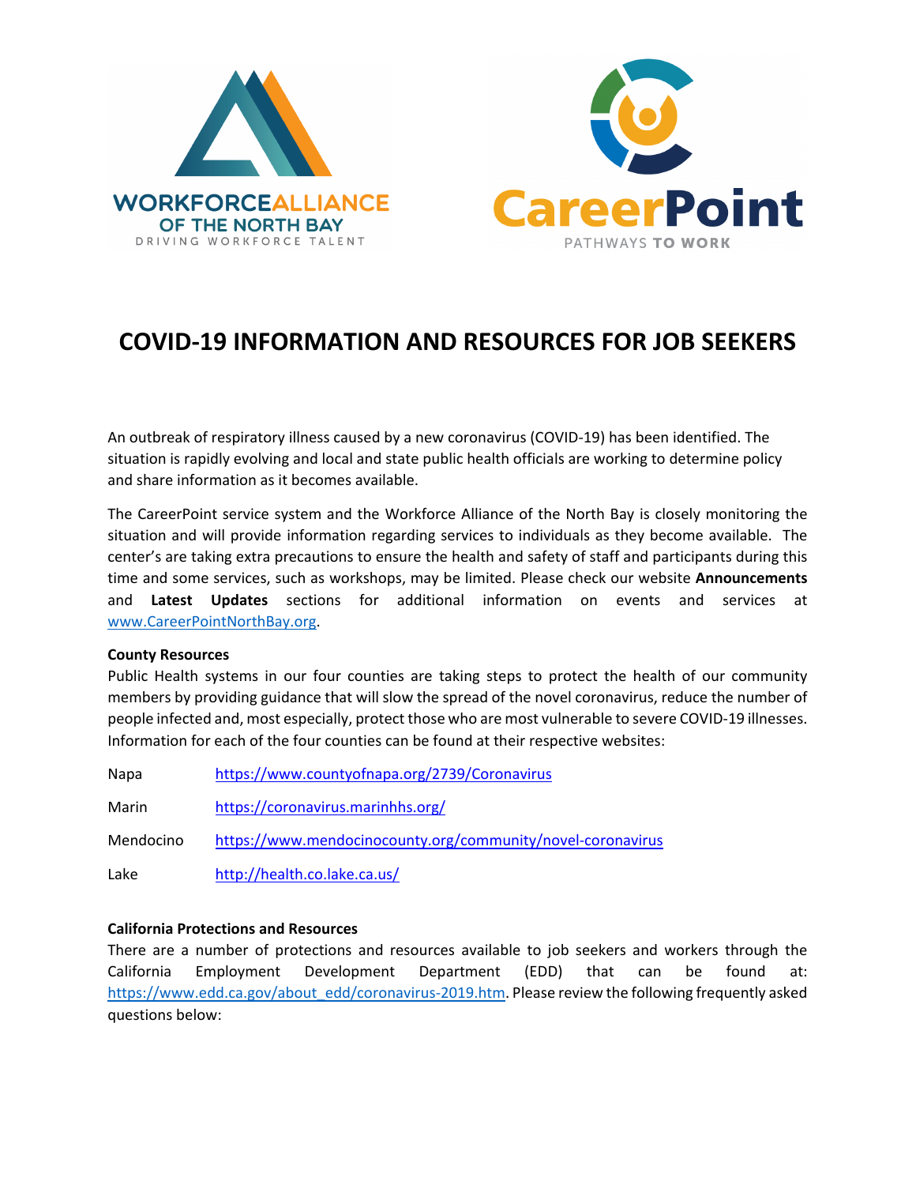WORKFORCEALLIANCE OF THE NORTH BAY
DRIVING WORKFORCE TALENT

CareerPoint
PATHWAYS TO WORK

# COVID-19 INFORMATION AND RESOURCES FOR JOB SEEKERS

An outbreak of respiratory illness caused by a new coronavirus (COVID-19) has been identified. The situation is rapidly evolving and local and state public health officials are working to determine policy and share information as it becomes available.

The CareerPoint service system and the Workforce Alliance of the North Bay is closely monitoring the situation and will provide information regarding services to individuals as they become available. The center's are taking extra precautions to ensure the health and safety of staff and participants during this time and some services, such as workshops, may be limited. Please check our website **Announcements** and **Latest Updates** sections for additional information on events and services at www.CareerPointNorthBay.org.

**County Resources**

Public Health systems in our four counties are taking steps to protect the health of our community members by providing guidance that will slow the spread of the novel coronavirus, reduce the number of people infected and, most especially, protect those who are most vulnerable to severe COVID-19 illnesses. Information for each of the four counties can be found at their respective websites:

| | |
|---|---|
| Napa | https://www.countyofnapa.org/2739/Coronavirus |
| Marin | https://coronavirus.marinhhs.org/ |
| Mendocino | https://www.mendocinocounty.org/community/novel-coronavirus |
| Lake | http://health.co.lake.ca.us/ |

**California Protections and Resources**

There are a number of protections and resources available to job seekers and workers through the California Employment Development Department (EDD) that can be found at: https://www.edd.ca.gov/about_edd/coronavirus-2019.htm. Please review the following frequently asked questions below: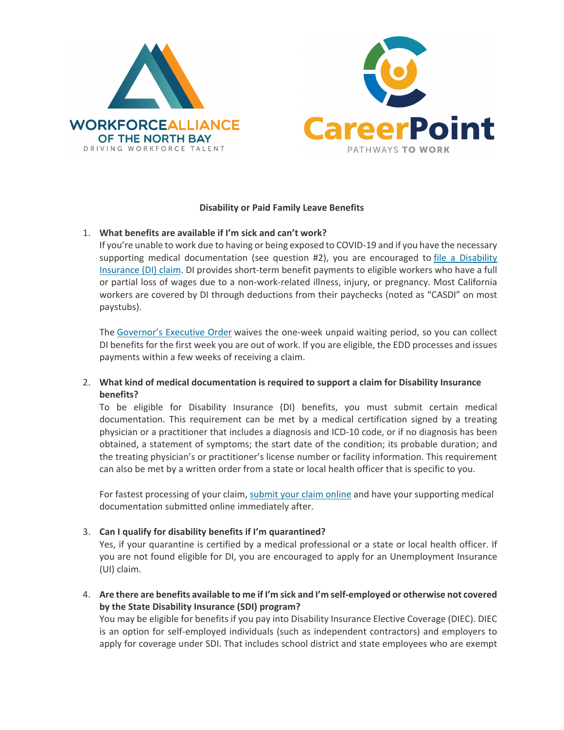**Disability or Paid Family Leave Benefits**

1. **What benefits are available if I'm sick and can't work?**
   If you're unable to work due to having or being exposed to COVID-19 and if you have the necessary supporting medical documentation (see question #2), you are encouraged to file a Disability Insurance (DI) claim. DI provides short-term benefit payments to eligible workers who have a full or partial loss of wages due to a non-work-related illness, injury, or pregnancy. Most California workers are covered by DI through deductions from their paychecks (noted as "CASDI" on most paystubs).

   The Governor's Executive Order waives the one-week unpaid waiting period, so you can collect DI benefits for the first week you are out of work. If you are eligible, the EDD processes and issues payments within a few weeks of receiving a claim.

2. **What kind of medical documentation is required to support a claim for Disability Insurance benefits?**
   To be eligible for Disability Insurance (DI) benefits, you must submit certain medical documentation. This requirement can be met by a medical certification signed by a treating physician or a practitioner that includes a diagnosis and ICD-10 code, or if no diagnosis has been obtained, a statement of symptoms; the start date of the condition; its probable duration; and the treating physician's or practitioner's license number or facility information. This requirement can also be met by a written order from a state or local health officer that is specific to you.

   For fastest processing of your claim, submit your claim online and have your supporting medical documentation submitted online immediately after.

3. **Can I qualify for disability benefits if I'm quarantined?**
   Yes, if your quarantine is certified by a medical professional or a state or local health officer. If you are not found eligible for DI, you are encouraged to apply for an Unemployment Insurance (UI) claim.

4. **Are there benefits available to me if I'm sick and I'm self-employed or otherwise not covered by the State Disability Insurance (SDI) program?**
   You may be eligible for benefits if you pay into Disability Insurance Elective Coverage (DIEC). DIEC is an option for self-employed individuals (such as independent contractors) and employers to apply for coverage under SDI. That includes school district and state employees who are exempt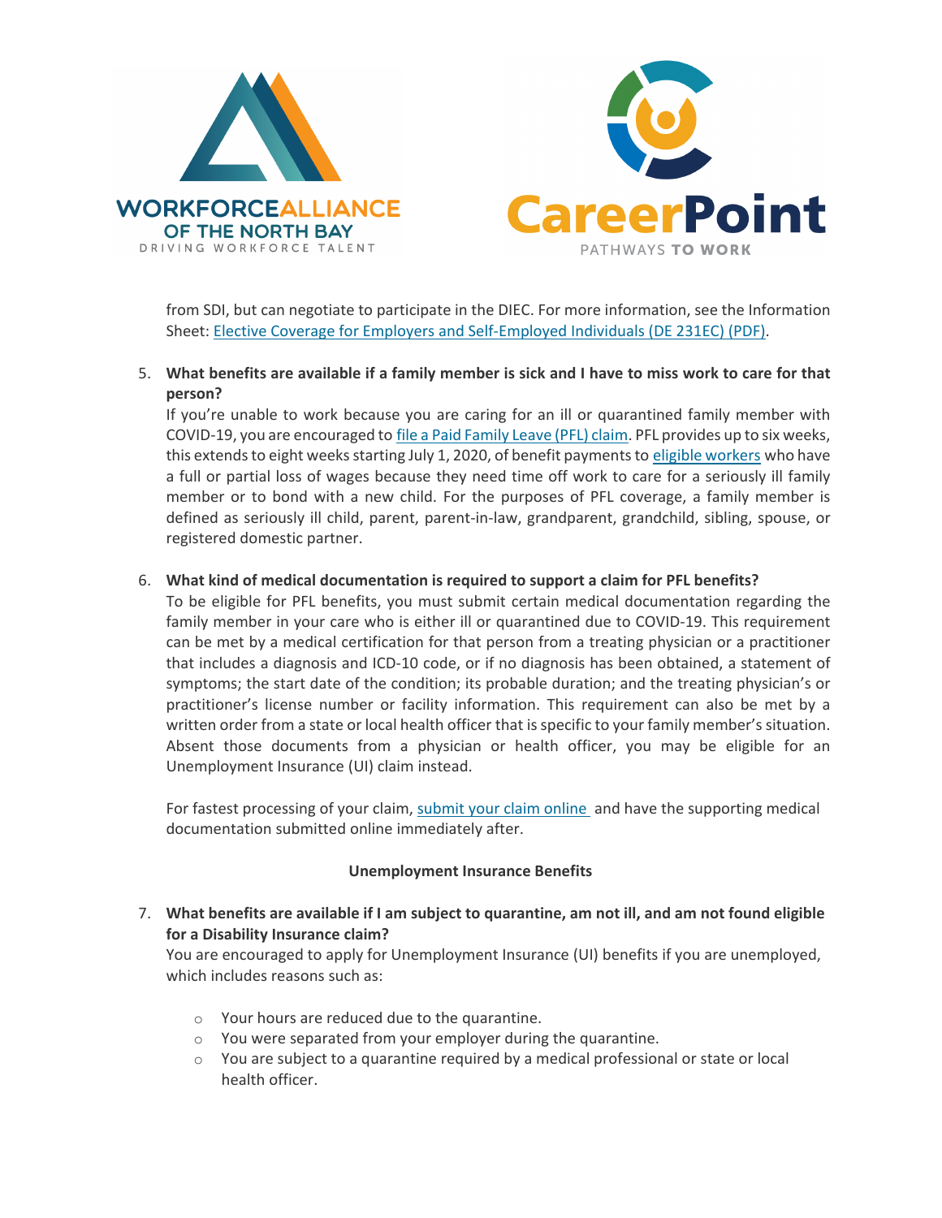from SDI, but can negotiate to participate in the DIEC. For more information, see the Information Sheet: Elective Coverage for Employers and Self-Employed Individuals (DE 231EC) (PDF).

5. **What benefits are available if a family member is sick and I have to miss work to care for that person?**
   If you're unable to work because you are caring for an ill or quarantined family member with COVID-19, you are encouraged to file a Paid Family Leave (PFL) claim. PFL provides up to six weeks, this extends to eight weeks starting July 1, 2020, of benefit payments to eligible workers who have a full or partial loss of wages because they need time off work to care for a seriously ill family member or to bond with a new child. For the purposes of PFL coverage, a family member is defined as seriously ill child, parent, parent-in-law, grandparent, grandchild, sibling, spouse, or registered domestic partner.

6. **What kind of medical documentation is required to support a claim for PFL benefits?**
   To be eligible for PFL benefits, you must submit certain medical documentation regarding the family member in your care who is either ill or quarantined due to COVID-19. This requirement can be met by a medical certification for that person from a treating physician or a practitioner that includes a diagnosis and ICD-10 code, or if no diagnosis has been obtained, a statement of symptoms; the start date of the condition; its probable duration; and the treating physician's or practitioner's license number or facility information. This requirement can also be met by a written order from a state or local health officer that is specific to your family member's situation. Absent those documents from a physician or health officer, you may be eligible for an Unemployment Insurance (UI) claim instead.

   For fastest processing of your claim, submit your claim online and have the supporting medical documentation submitted online immediately after.

**Unemployment Insurance Benefits**

7. **What benefits are available if I am subject to quarantine, am not ill, and am not found eligible for a Disability Insurance claim?**
   You are encouraged to apply for Unemployment Insurance (UI) benefits if you are unemployed, which includes reasons such as:

   - Your hours are reduced due to the quarantine.
   - You were separated from your employer during the quarantine.
   - You are subject to a quarantine required by a medical professional or state or local health officer.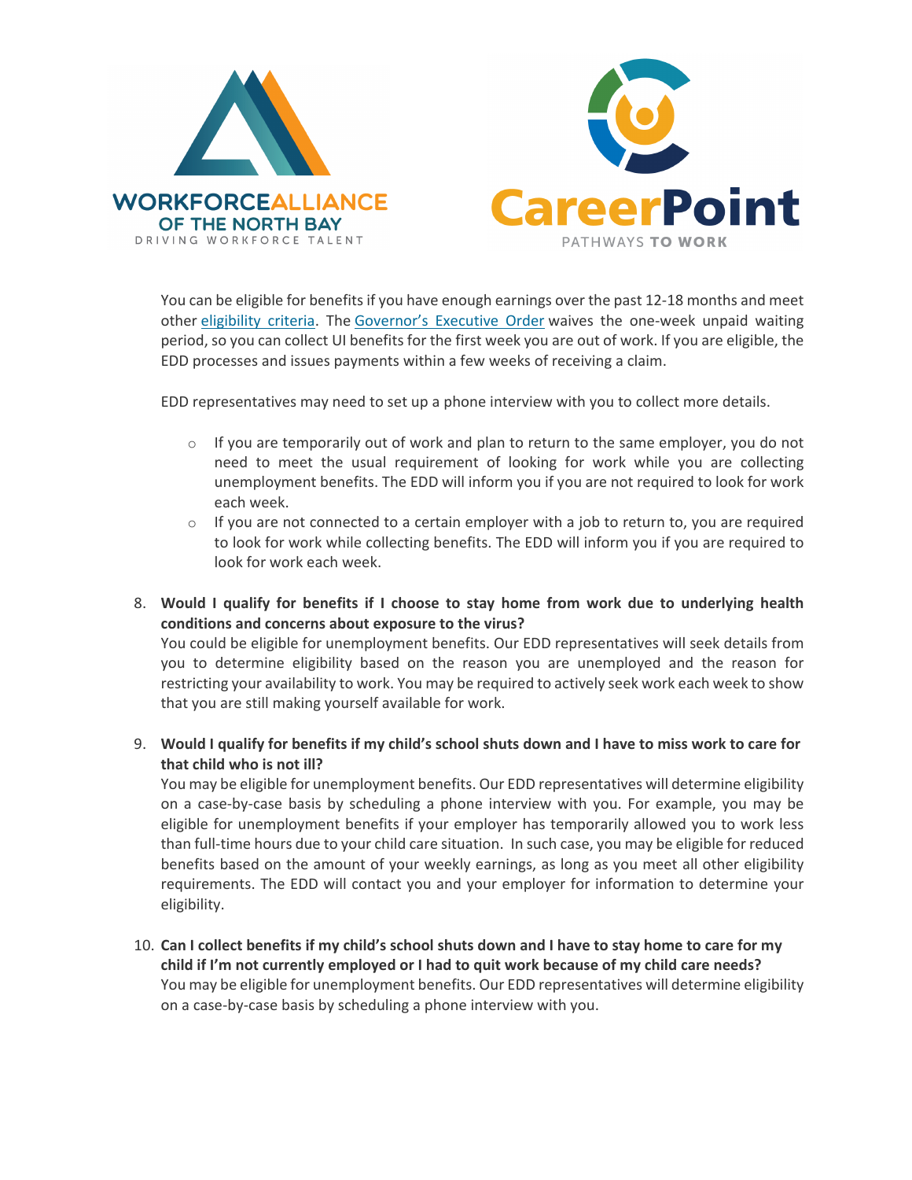You can be eligible for benefits if you have enough earnings over the past 12-18 months and meet other eligibility criteria. The Governor's Executive Order waives the one-week unpaid waiting period, so you can collect UI benefits for the first week you are out of work. If you are eligible, the EDD processes and issues payments within a few weeks of receiving a claim.

EDD representatives may need to set up a phone interview with you to collect more details.

- If you are temporarily out of work and plan to return to the same employer, you do not need to meet the usual requirement of looking for work while you are collecting unemployment benefits. The EDD will inform you if you are not required to look for work each week.
- If you are not connected to a certain employer with a job to return to, you are required to look for work while collecting benefits. The EDD will inform you if you are required to look for work each week.

8. **Would I qualify for benefits if I choose to stay home from work due to underlying health conditions and concerns about exposure to the virus?**
   You could be eligible for unemployment benefits. Our EDD representatives will seek details from you to determine eligibility based on the reason you are unemployed and the reason for restricting your availability to work. You may be required to actively seek work each week to show that you are still making yourself available for work.

9. **Would I qualify for benefits if my child's school shuts down and I have to miss work to care for that child who is not ill?**
   You may be eligible for unemployment benefits. Our EDD representatives will determine eligibility on a case-by-case basis by scheduling a phone interview with you. For example, you may be eligible for unemployment benefits if your employer has temporarily allowed you to work less than full-time hours due to your child care situation. In such case, you may be eligible for reduced benefits based on the amount of your weekly earnings, as long as you meet all other eligibility requirements. The EDD will contact you and your employer for information to determine your eligibility.

10. **Can I collect benefits if my child's school shuts down and I have to stay home to care for my child if I'm not currently employed or I had to quit work because of my child care needs?**
    You may be eligible for unemployment benefits. Our EDD representatives will determine eligibility on a case-by-case basis by scheduling a phone interview with you.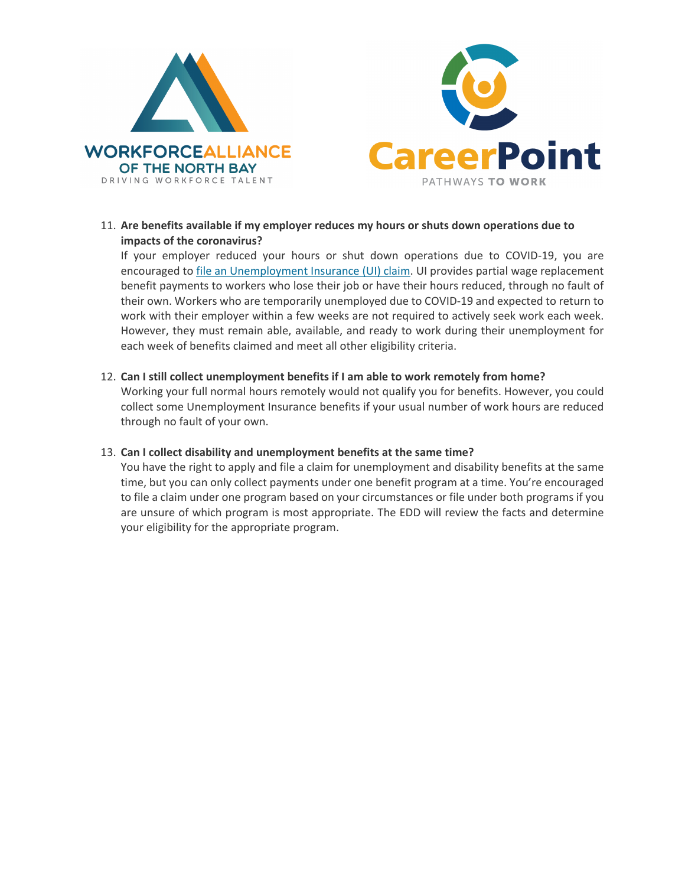11. **Are benefits available if my employer reduces my hours or shuts down operations due to impacts of the coronavirus?**
    If your employer reduced your hours or shut down operations due to COVID-19, you are encouraged to file an Unemployment Insurance (UI) claim. UI provides partial wage replacement benefit payments to workers who lose their job or have their hours reduced, through no fault of their own. Workers who are temporarily unemployed due to COVID-19 and expected to return to work with their employer within a few weeks are not required to actively seek work each week. However, they must remain able, available, and ready to work during their unemployment for each week of benefits claimed and meet all other eligibility criteria.

12. **Can I still collect unemployment benefits if I am able to work remotely from home?**
    Working your full normal hours remotely would not qualify you for benefits. However, you could collect some Unemployment Insurance benefits if your usual number of work hours are reduced through no fault of your own.

13. **Can I collect disability and unemployment benefits at the same time?**
    You have the right to apply and file a claim for unemployment and disability benefits at the same time, but you can only collect payments under one benefit program at a time. You're encouraged to file a claim under one program based on your circumstances or file under both programs if you are unsure of which program is most appropriate. The EDD will review the facts and determine your eligibility for the appropriate program.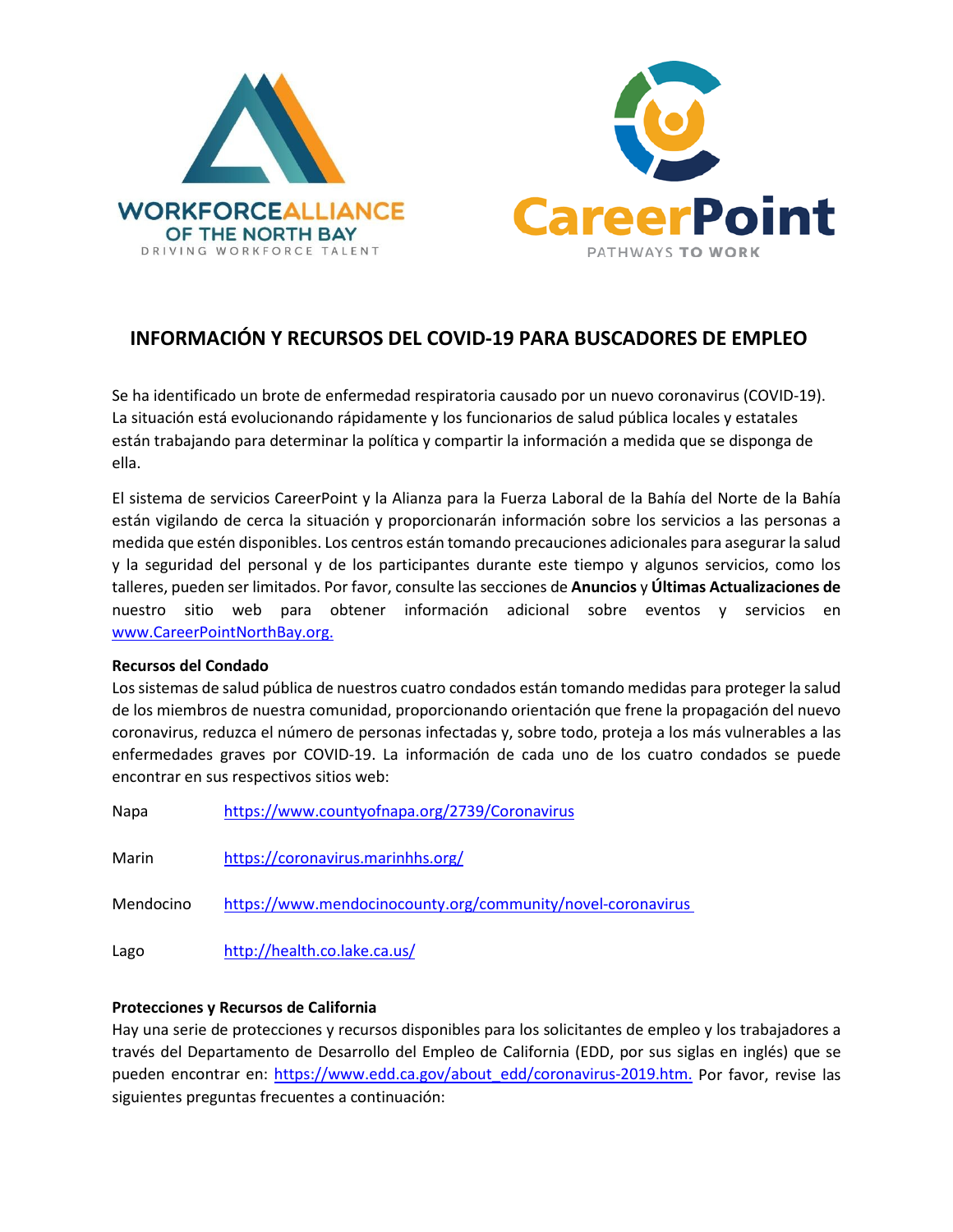WORKFORCEALLIANCE
OF THE NORTH BAY
DRIVING WORKFORCE TALENT

CareerPoint
PATHWAYS TO WORK

# INFORMACIÓN Y RECURSOS DEL COVID-19 PARA BUSCADORES DE EMPLEO

Se ha identificado un brote de enfermedad respiratoria causado por un nuevo coronavirus (COVID-19). La situación está evolucionando rápidamente y los funcionarios de salud pública locales y estatales están trabajando para determinar la política y compartir la información a medida que se disponga de ella.

El sistema de servicios CareerPoint y la Alianza para la Fuerza Laboral de la Bahía del Norte de la Bahía están vigilando de cerca la situación y proporcionarán información sobre los servicios a las personas a medida que estén disponibles. Los centros están tomando precauciones adicionales para asegurar la salud y la seguridad del personal y de los participantes durante este tiempo y algunos servicios, como los talleres, pueden ser limitados. Por favor, consulte las secciones de **Anuncios** y **Últimas Actualizaciones de** nuestro sitio web para obtener información adicional sobre eventos y servicios en www.CareerPointNorthBay.org.

**Recursos del Condado**

Los sistemas de salud pública de nuestros cuatro condados están tomando medidas para proteger la salud de los miembros de nuestra comunidad, proporcionando orientación que frene la propagación del nuevo coronavirus, reduzca el número de personas infectadas y, sobre todo, proteja a los más vulnerables a las enfermedades graves por COVID-19. La información de cada uno de los cuatro condados se puede encontrar en sus respectivos sitios web:

| | |
|---|---|
| Napa | https://www.countyofnapa.org/2739/Coronavirus |
| Marin | https://coronavirus.marinhhs.org/ |
| Mendocino | https://www.mendocinocounty.org/community/novel-coronavirus |
| Lago | http://health.co.lake.ca.us/ |

**Protecciones y Recursos de California**

Hay una serie de protecciones y recursos disponibles para los solicitantes de empleo y los trabajadores a través del Departamento de Desarrollo del Empleo de California (EDD, por sus siglas en inglés) que se pueden encontrar en: https://www.edd.ca.gov/about_edd/coronavirus-2019.htm. Por favor, revise las siguientes preguntas frecuentes a continuación: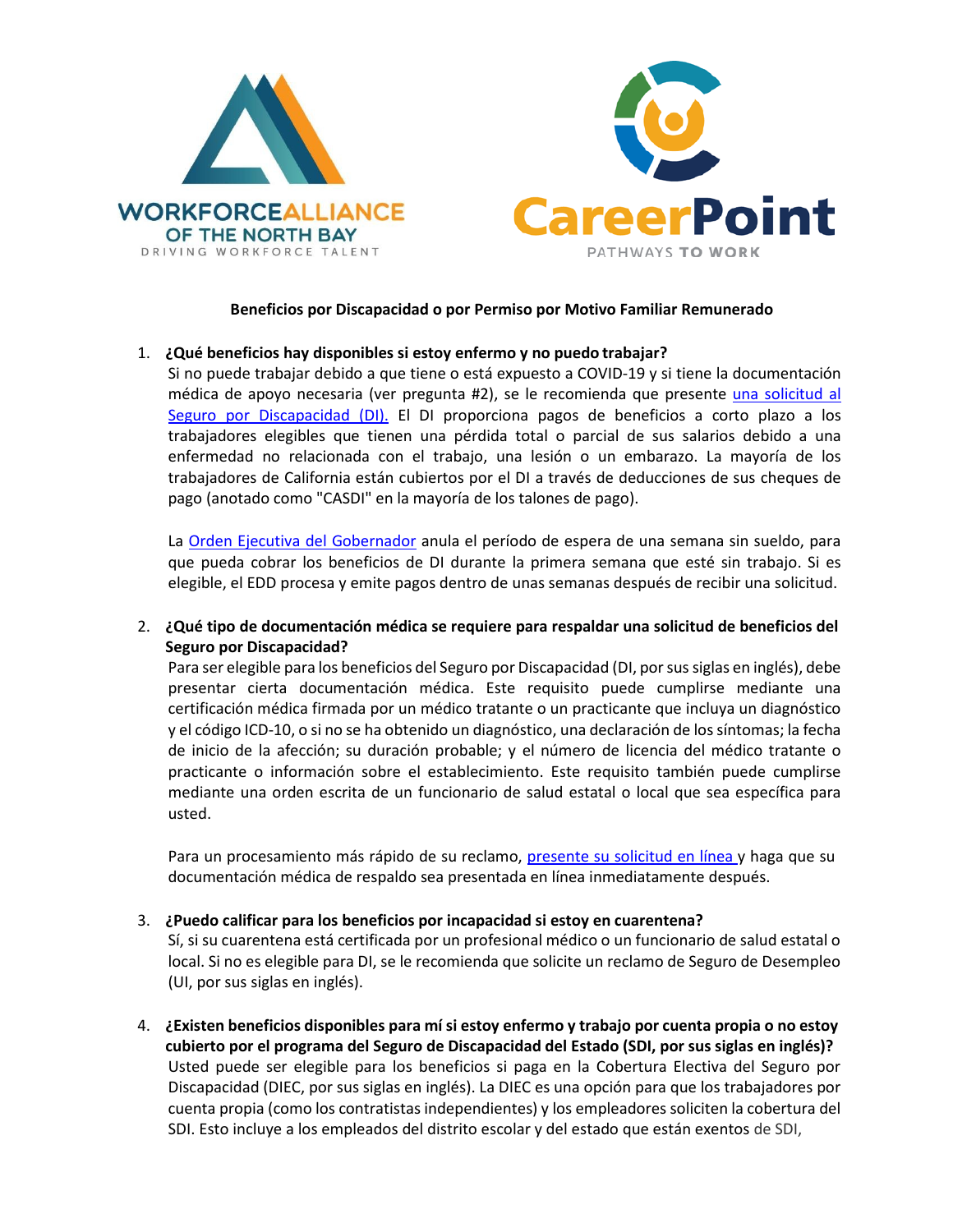**Beneficios por Discapacidad o por Permiso por Motivo Familiar Remunerado**

1. **¿Qué beneficios hay disponibles si estoy enfermo y no puedo trabajar?**
   Si no puede trabajar debido a que tiene o está expuesto a COVID-19 y si tiene la documentación médica de apoyo necesaria (ver pregunta #2), se le recomienda que presente una solicitud al Seguro por Discapacidad (DI). El DI proporciona pagos de beneficios a corto plazo a los trabajadores elegibles que tienen una pérdida total o parcial de sus salarios debido a una enfermedad no relacionada con el trabajo, una lesión o un embarazo. La mayoría de los trabajadores de California están cubiertos por el DI a través de deducciones de sus cheques de pago (anotado como "CASDI" en la mayoría de los talones de pago).

   La Orden Ejecutiva del Gobernador anula el período de espera de una semana sin sueldo, para que pueda cobrar los beneficios de DI durante la primera semana que esté sin trabajo. Si es elegible, el EDD procesa y emite pagos dentro de unas semanas después de recibir una solicitud.

2. **¿Qué tipo de documentación médica se requiere para respaldar una solicitud de beneficios del Seguro por Discapacidad?**
   Para ser elegible para los beneficios del Seguro por Discapacidad (DI, por sus siglas en inglés), debe presentar cierta documentación médica. Este requisito puede cumplirse mediante una certificación médica firmada por un médico tratante o un practicante que incluya un diagnóstico y el código ICD-10, o si no se ha obtenido un diagnóstico, una declaración de los síntomas; la fecha de inicio de la afección; su duración probable; y el número de licencia del médico tratante o practicante o información sobre el establecimiento. Este requisito también puede cumplirse mediante una orden escrita de un funcionario de salud estatal o local que sea específica para usted.

   Para un procesamiento más rápido de su reclamo, presente su solicitud en línea y haga que su documentación médica de respaldo sea presentada en línea inmediatamente después.

3. **¿Puedo calificar para los beneficios por incapacidad si estoy en cuarentena?**
   Sí, si su cuarentena está certificada por un profesional médico o un funcionario de salud estatal o local. Si no es elegible para DI, se le recomienda que solicite un reclamo de Seguro de Desempleo (UI, por sus siglas en inglés).

4. **¿Existen beneficios disponibles para mí si estoy enfermo y trabajo por cuenta propia o no estoy cubierto por el programa del Seguro de Discapacidad del Estado (SDI, por sus siglas en inglés)?**
   Usted puede ser elegible para los beneficios si paga en la Cobertura Electiva del Seguro por Discapacidad (DIEC, por sus siglas en inglés). La DIEC es una opción para que los trabajadores por cuenta propia (como los contratistas independientes) y los empleadores soliciten la cobertura del SDI. Esto incluye a los empleados del distrito escolar y del estado que están exentos de SDI,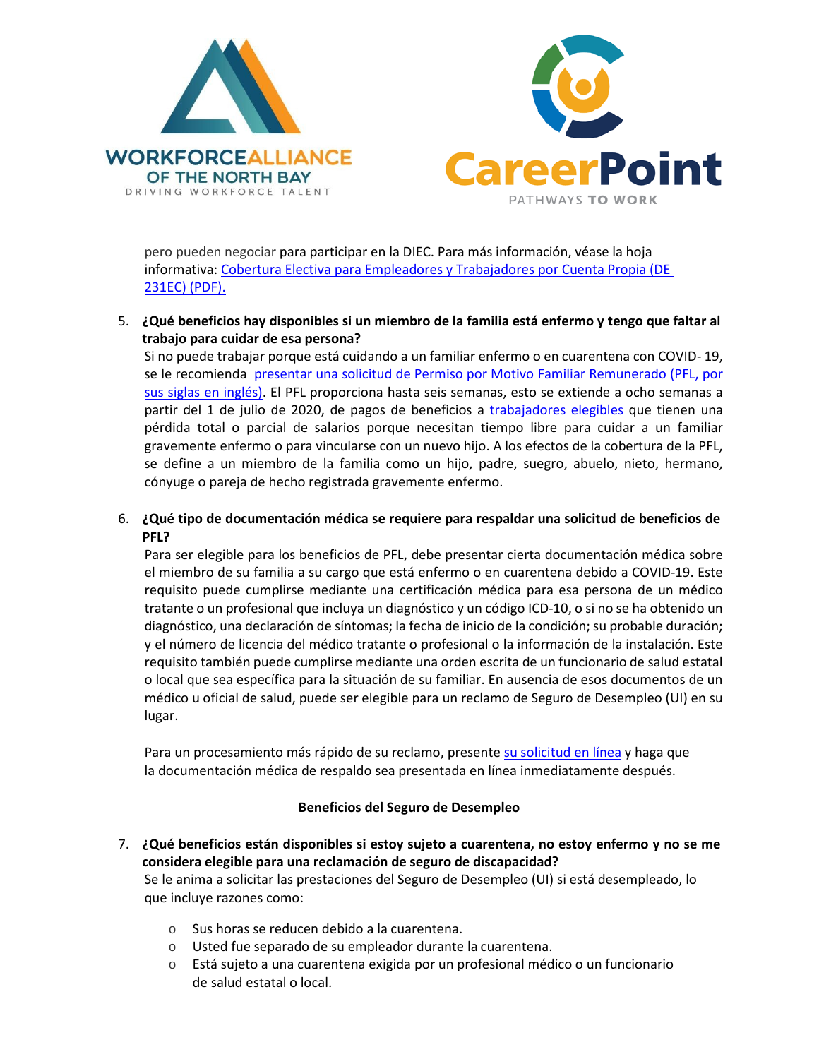pero pueden negociar para participar en la DIEC. Para más información, véase la hoja informativa: Cobertura Electiva para Empleadores y Trabajadores por Cuenta Propia (DE 231EC) (PDF).

5. **¿Qué beneficios hay disponibles si un miembro de la familia está enfermo y tengo que faltar al trabajo para cuidar de esa persona?**
   Si no puede trabajar porque está cuidando a un familiar enfermo o en cuarentena con COVID- 19, se le recomienda presentar una solicitud de Permiso por Motivo Familiar Remunerado (PFL, por sus siglas en inglés). El PFL proporciona hasta seis semanas, esto se extiende a ocho semanas a partir del 1 de julio de 2020, de pagos de beneficios a trabajadores elegibles que tienen una pérdida total o parcial de salarios porque necesitan tiempo libre para cuidar a un familiar gravemente enfermo o para vincularse con un nuevo hijo. A los efectos de la cobertura de la PFL, se define a un miembro de la familia como un hijo, padre, suegro, abuelo, nieto, hermano, cónyuge o pareja de hecho registrada gravemente enfermo.

6. **¿Qué tipo de documentación médica se requiere para respaldar una solicitud de beneficios de PFL?**
   Para ser elegible para los beneficios de PFL, debe presentar cierta documentación médica sobre el miembro de su familia a su cargo que está enfermo o en cuarentena debido a COVID-19. Este requisito puede cumplirse mediante una certificación médica para esa persona de un médico tratante o un profesional que incluya un diagnóstico y un código ICD-10, o si no se ha obtenido un diagnóstico, una declaración de síntomas; la fecha de inicio de la condición; su probable duración; y el número de licencia del médico tratante o profesional o la información de la instalación. Este requisito también puede cumplirse mediante una orden escrita de un funcionario de salud estatal o local que sea específica para la situación de su familiar. En ausencia de esos documentos de un médico u oficial de salud, puede ser elegible para un reclamo de Seguro de Desempleo (UI) en su lugar.

   Para un procesamiento más rápido de su reclamo, presente su solicitud en línea y haga que la documentación médica de respaldo sea presentada en línea inmediatamente después.

**Beneficios del Seguro de Desempleo**

7. **¿Qué beneficios están disponibles si estoy sujeto a cuarentena, no estoy enfermo y no se me considera elegible para una reclamación de seguro de discapacidad?**
   Se le anima a solicitar las prestaciones del Seguro de Desempleo (UI) si está desempleado, lo que incluye razones como:

   - Sus horas se reducen debido a la cuarentena.
   - Usted fue separado de su empleador durante la cuarentena.
   - Está sujeto a una cuarentena exigida por un profesional médico o un funcionario de salud estatal o local.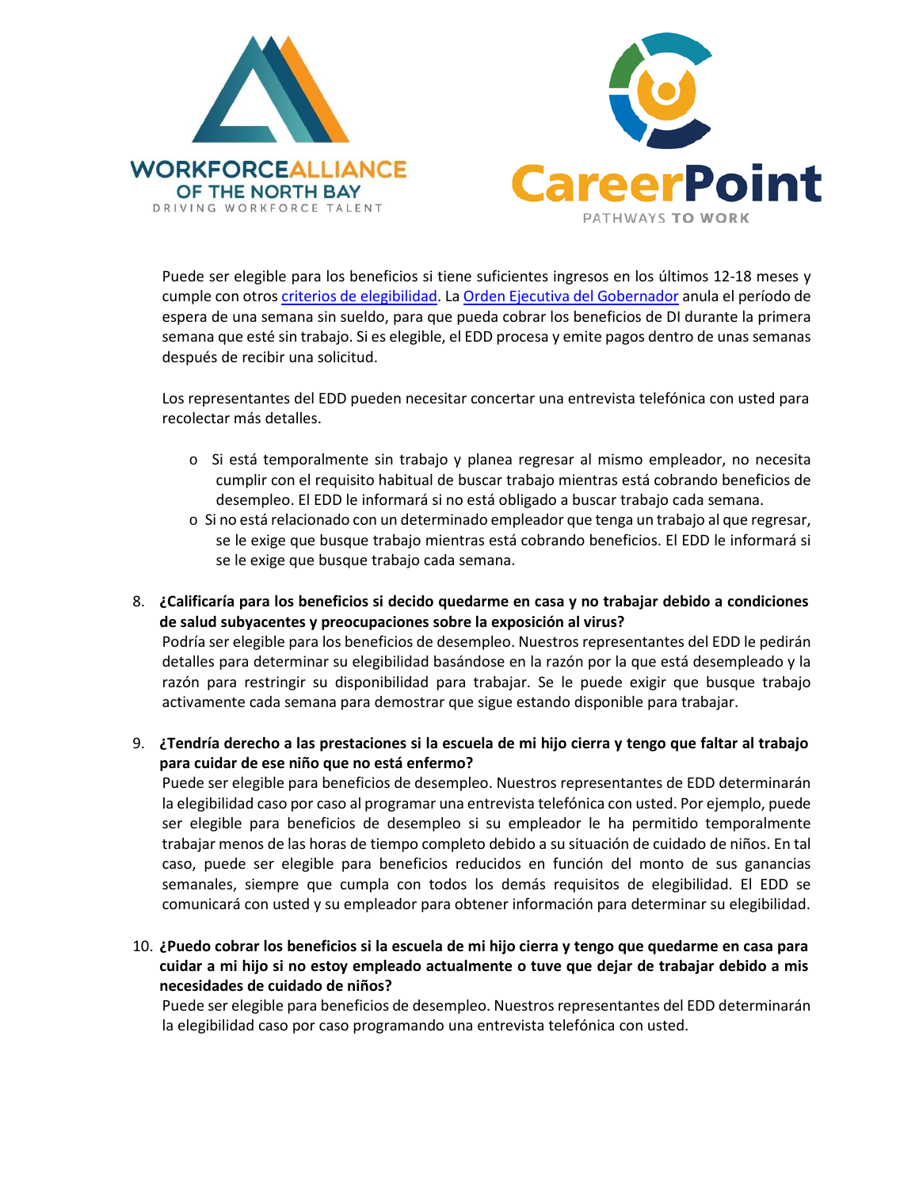Puede ser elegible para los beneficios si tiene suficientes ingresos en los últimos 12-18 meses y cumple con otros criterios de elegibilidad. La Orden Ejecutiva del Gobernador anula el período de espera de una semana sin sueldo, para que pueda cobrar los beneficios de DI durante la primera semana que esté sin trabajo. Si es elegible, el EDD procesa y emite pagos dentro de unas semanas después de recibir una solicitud.

Los representantes del EDD pueden necesitar concertar una entrevista telefónica con usted para recolectar más detalles.

- Si está temporalmente sin trabajo y planea regresar al mismo empleador, no necesita cumplir con el requisito habitual de buscar trabajo mientras está cobrando beneficios de desempleo. El EDD le informará si no está obligado a buscar trabajo cada semana.
- Si no está relacionado con un determinado empleador que tenga un trabajo al que regresar, se le exige que busque trabajo mientras está cobrando beneficios. El EDD le informará si se le exige que busque trabajo cada semana.

8. **¿Calificaría para los beneficios si decido quedarme en casa y no trabajar debido a condiciones de salud subyacentes y preocupaciones sobre la exposición al virus?**
   Podría ser elegible para los beneficios de desempleo. Nuestros representantes del EDD le pedirán detalles para determinar su elegibilidad basándose en la razón por la que está desempleado y la razón para restringir su disponibilidad para trabajar. Se le puede exigir que busque trabajo activamente cada semana para demostrar que sigue estando disponible para trabajar.

9. **¿Tendría derecho a las prestaciones si la escuela de mi hijo cierra y tengo que faltar al trabajo para cuidar de ese niño que no está enfermo?**
   Puede ser elegible para beneficios de desempleo. Nuestros representantes de EDD determinarán la elegibilidad caso por caso al programar una entrevista telefónica con usted. Por ejemplo, puede ser elegible para beneficios de desempleo si su empleador le ha permitido temporalmente trabajar menos de las horas de tiempo completo debido a su situación de cuidado de niños. En tal caso, puede ser elegible para beneficios reducidos en función del monto de sus ganancias semanales, siempre que cumpla con todos los demás requisitos de elegibilidad. El EDD se comunicará con usted y su empleador para obtener información para determinar su elegibilidad.

10. **¿Puedo cobrar los beneficios si la escuela de mi hijo cierra y tengo que quedarme en casa para cuidar a mi hijo si no estoy empleado actualmente o tuve que dejar de trabajar debido a mis necesidades de cuidado de niños?**
    Puede ser elegible para beneficios de desempleo. Nuestros representantes del EDD determinarán la elegibilidad caso por caso programando una entrevista telefónica con usted.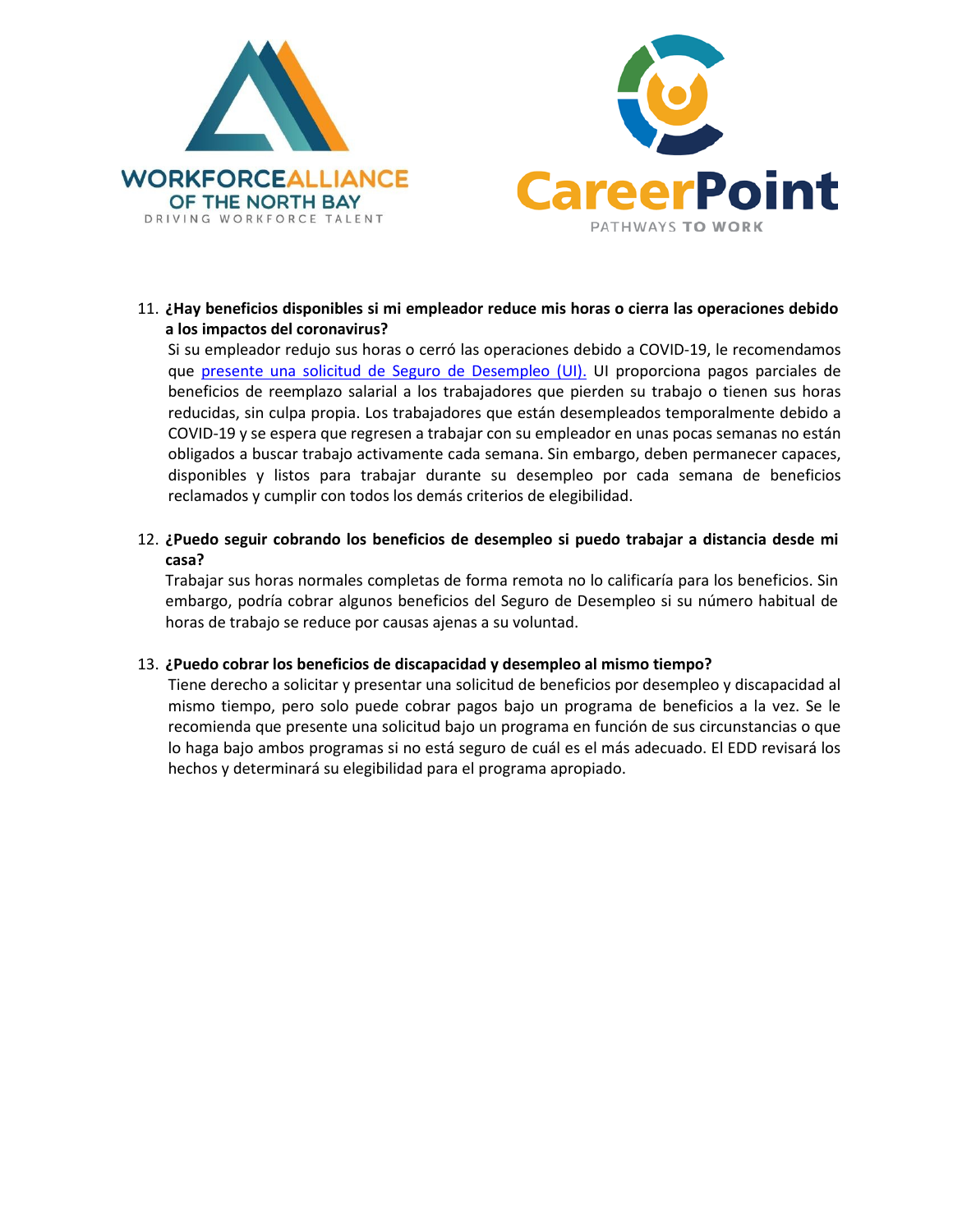11. **¿Hay beneficios disponibles si mi empleador reduce mis horas o cierra las operaciones debido a los impactos del coronavirus?**
    Si su empleador redujo sus horas o cerró las operaciones debido a COVID-19, le recomendamos que presente una solicitud de Seguro de Desempleo (UI). UI proporciona pagos parciales de beneficios de reemplazo salarial a los trabajadores que pierden su trabajo o tienen sus horas reducidas, sin culpa propia. Los trabajadores que están desempleados temporalmente debido a COVID-19 y se espera que regresen a trabajar con su empleador en unas pocas semanas no están obligados a buscar trabajo activamente cada semana. Sin embargo, deben permanecer capaces, disponibles y listos para trabajar durante su desempleo por cada semana de beneficios reclamados y cumplir con todos los demás criterios de elegibilidad.

12. **¿Puedo seguir cobrando los beneficios de desempleo si puedo trabajar a distancia desde mi casa?**
    Trabajar sus horas normales completas de forma remota no lo calificaría para los beneficios. Sin embargo, podría cobrar algunos beneficios del Seguro de Desempleo si su número habitual de horas de trabajo se reduce por causas ajenas a su voluntad.

13. **¿Puedo cobrar los beneficios de discapacidad y desempleo al mismo tiempo?**
    Tiene derecho a solicitar y presentar una solicitud de beneficios por desempleo y discapacidad al mismo tiempo, pero solo puede cobrar pagos bajo un programa de beneficios a la vez. Se le recomienda que presente una solicitud bajo un programa en función de sus circunstancias o que lo haga bajo ambos programas si no está seguro de cuál es el más adecuado. El EDD revisará los hechos y determinará su elegibilidad para el programa apropiado.